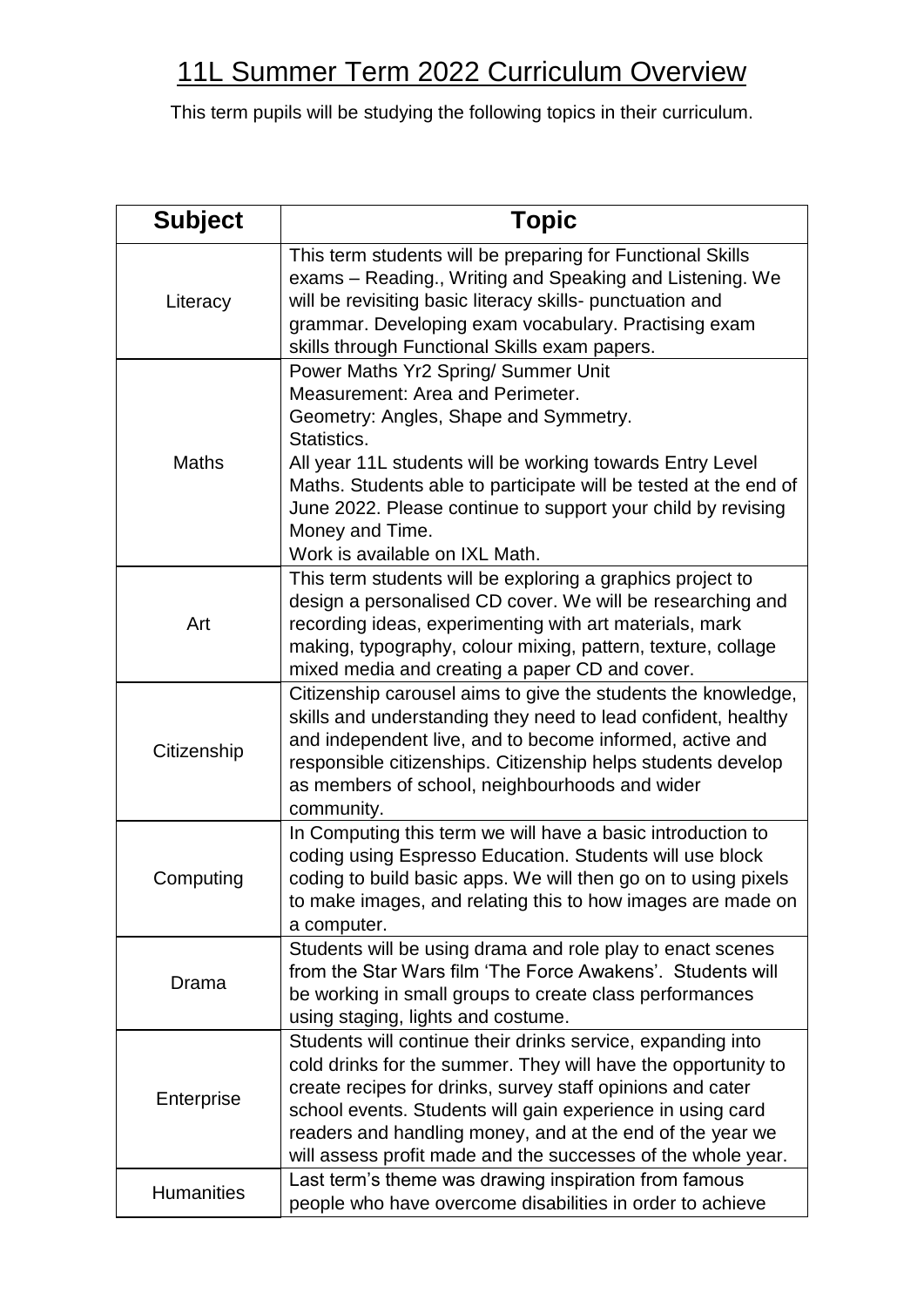# 11L Summer Term 2022 Curriculum Overview

This term pupils will be studying the following topics in their curriculum.

| Subject | Topic |
|---|---|
| Literacy | This term students will be preparing for Functional Skills exams – Reading., Writing and Speaking and Listening. We will be revisiting basic literacy skills- punctuation and grammar. Developing exam vocabulary. Practising exam skills through Functional Skills exam papers. |
| Maths | Power Maths Yr2 Spring/ Summer Unit<br>Measurement: Area and Perimeter.<br>Geometry: Angles, Shape and Symmetry.<br>Statistics.<br>All year 11L students will be working towards Entry Level Maths. Students able to participate will be tested at the end of June 2022. Please continue to support your child by revising Money and Time.<br>Work is available on IXL Math. |
| Art | This term students will be exploring a graphics project to design a personalised CD cover. We will be researching and recording ideas, experimenting with art materials, mark making, typography, colour mixing, pattern, texture, collage mixed media and creating a paper CD and cover. |
| Citizenship | Citizenship carousel aims to give the students the knowledge, skills and understanding they need to lead confident, healthy and independent live, and to become informed, active and responsible citizenships. Citizenship helps students develop as members of school, neighbourhoods and wider community. |
| Computing | In Computing this term we will have a basic introduction to coding using Espresso Education. Students will use block coding to build basic apps. We will then go on to using pixels to make images, and relating this to how images are made on a computer. |
| Drama | Students will be using drama and role play to enact scenes from the Star Wars film 'The Force Awakens'. Students will be working in small groups to create class performances using staging, lights and costume. |
| Enterprise | Students will continue their drinks service, expanding into cold drinks for the summer. They will have the opportunity to create recipes for drinks, survey staff opinions and cater school events. Students will gain experience in using card readers and handling money, and at the end of the year we will assess profit made and the successes of the whole year. |
| Humanities | Last term's theme was drawing inspiration from famous people who have overcome disabilities in order to achieve |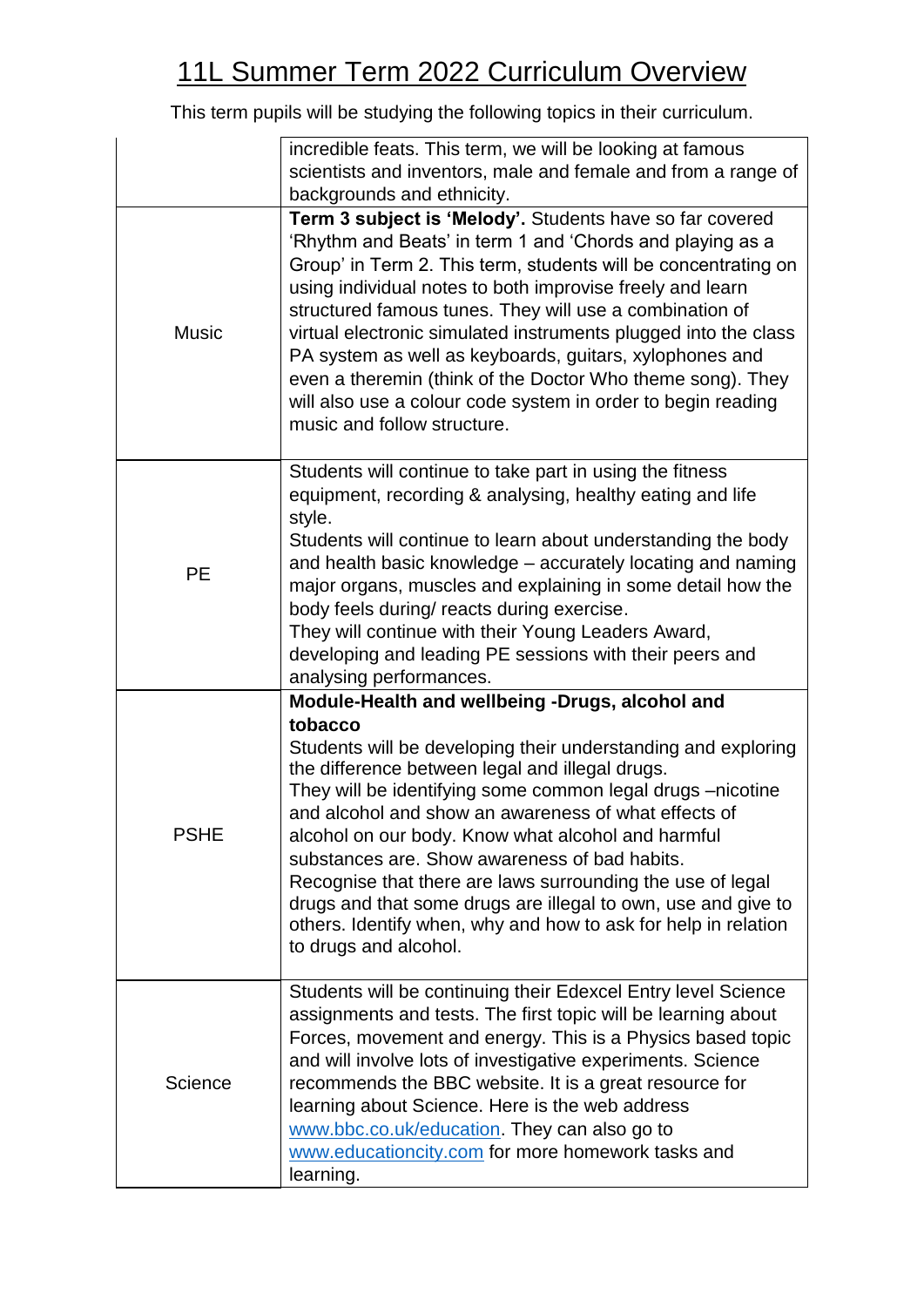# 11L Summer Term 2022 Curriculum Overview

This term pupils will be studying the following topics in their curriculum.

| | |
|---|---|
| | incredible feats. This term, we will be looking at famous scientists and inventors, male and female and from a range of backgrounds and ethnicity. |
| Music | **Term 3 subject is 'Melody'.** Students have so far covered 'Rhythm and Beats' in term 1 and 'Chords and playing as a Group' in Term 2. This term, students will be concentrating on using individual notes to both improvise freely and learn structured famous tunes. They will use a combination of virtual electronic simulated instruments plugged into the class PA system as well as keyboards, guitars, xylophones and even a theremin (think of the Doctor Who theme song). They will also use a colour code system in order to begin reading music and follow structure. |
| PE | Students will continue to take part in using the fitness equipment, recording & analysing, healthy eating and life style.<br>Students will continue to learn about understanding the body and health basic knowledge – accurately locating and naming major organs, muscles and explaining in some detail how the body feels during/ reacts during exercise.<br>They will continue with their Young Leaders Award, developing and leading PE sessions with their peers and analysing performances. |
| PSHE | **Module-Health and wellbeing -Drugs, alcohol and tobacco**<br>Students will be developing their understanding and exploring the difference between legal and illegal drugs.<br>They will be identifying some common legal drugs –nicotine and alcohol and show an awareness of what effects of alcohol on our body. Know what alcohol and harmful substances are. Show awareness of bad habits.<br>Recognise that there are laws surrounding the use of legal drugs and that some drugs are illegal to own, use and give to others. Identify when, why and how to ask for help in relation to drugs and alcohol. |
| Science | Students will be continuing their Edexcel Entry level Science assignments and tests. The first topic will be learning about Forces, movement and energy. This is a Physics based topic and will involve lots of investigative experiments. Science recommends the BBC website. It is a great resource for learning about Science. Here is the web address [www.bbc.co.uk/education](www.bbc.co.uk/education). They can also go to [www.educationcity.com](www.educationcity.com) for more homework tasks and learning. |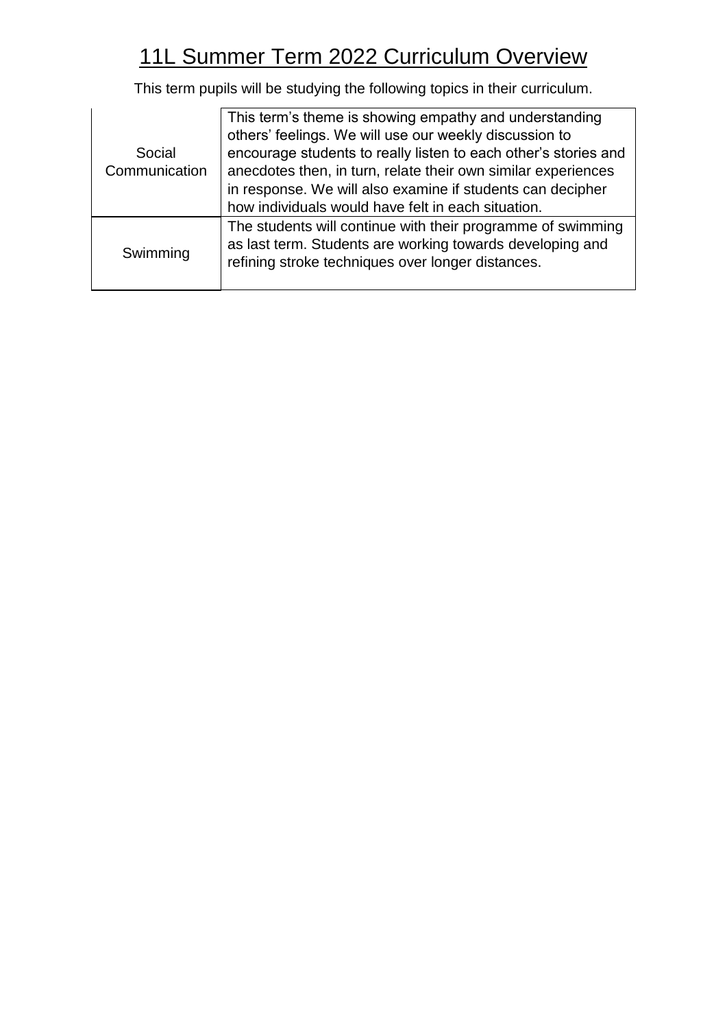# 11L Summer Term 2022 Curriculum Overview

This term pupils will be studying the following topics in their curriculum.

| | |
|---|---|
| Social Communication | This term's theme is showing empathy and understanding others' feelings. We will use our weekly discussion to encourage students to really listen to each other's stories and anecdotes then, in turn, relate their own similar experiences in response. We will also examine if students can decipher how individuals would have felt in each situation. |
| Swimming | The students will continue with their programme of swimming as last term. Students are working towards developing and refining stroke techniques over longer distances. |